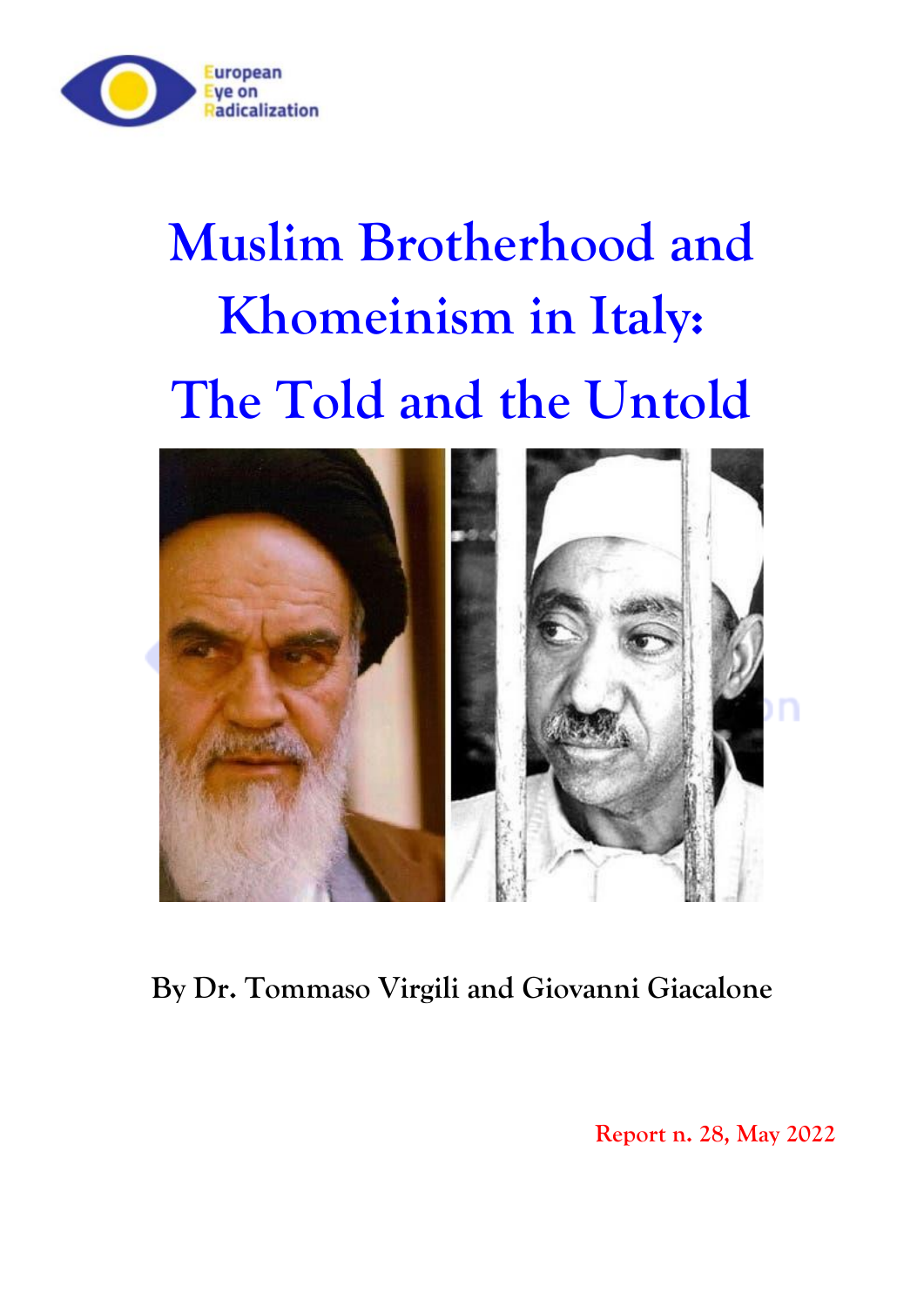European Eye on Radicalization

# Muslim Brotherhood and Khomeinism in Italy: The Told and the Untold

**By Dr. Tommaso Virgili and Giovanni Giacalone**

Report n. 28, May 2022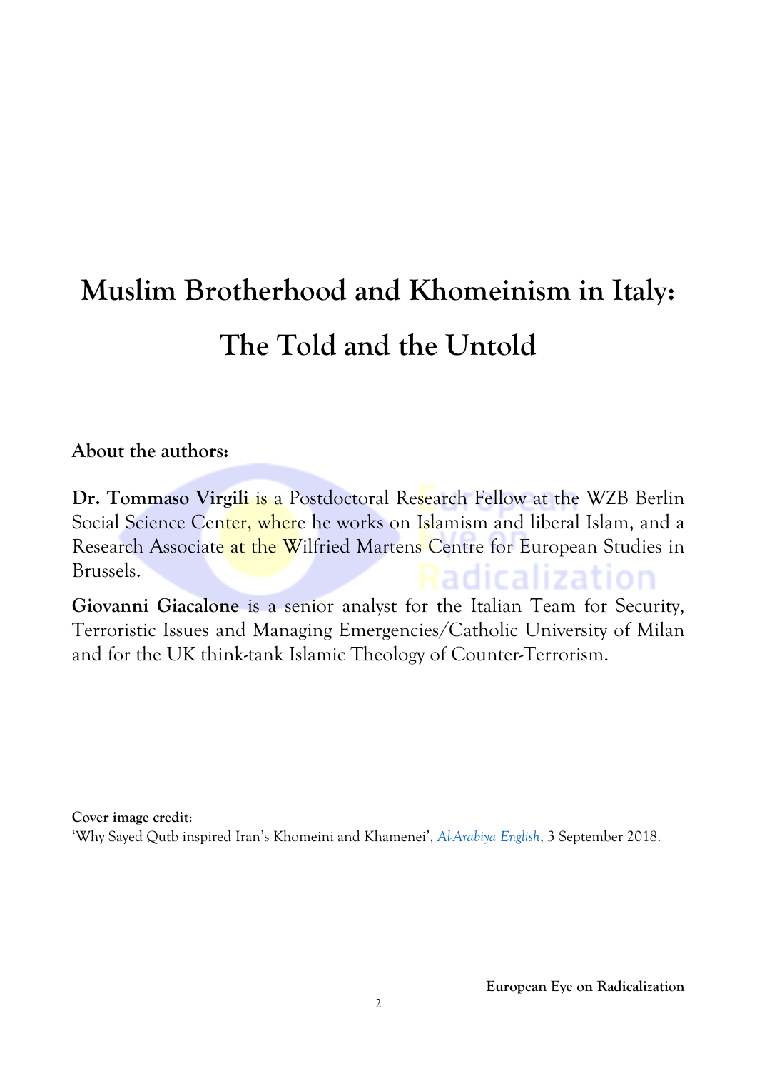# Muslim Brotherhood and Khomeinism in Italy: The Told and the Untold

**About the authors:**

**Dr. Tommaso Virgili** is a Postdoctoral Research Fellow at the WZB Berlin Social Science Center, where he works on Islamism and liberal Islam, and a Research Associate at the Wilfried Martens Centre for European Studies in Brussels.

**Giovanni Giacalone** is a senior analyst for the Italian Team for Security, Terroristic Issues and Managing Emergencies/Catholic University of Milan and for the UK think-tank Islamic Theology of Counter-Terrorism.

**Cover image credit**:
'Why Sayed Qutb inspired Iran's Khomeini and Khamenei', *Al-Arabiya English*, 3 September 2018.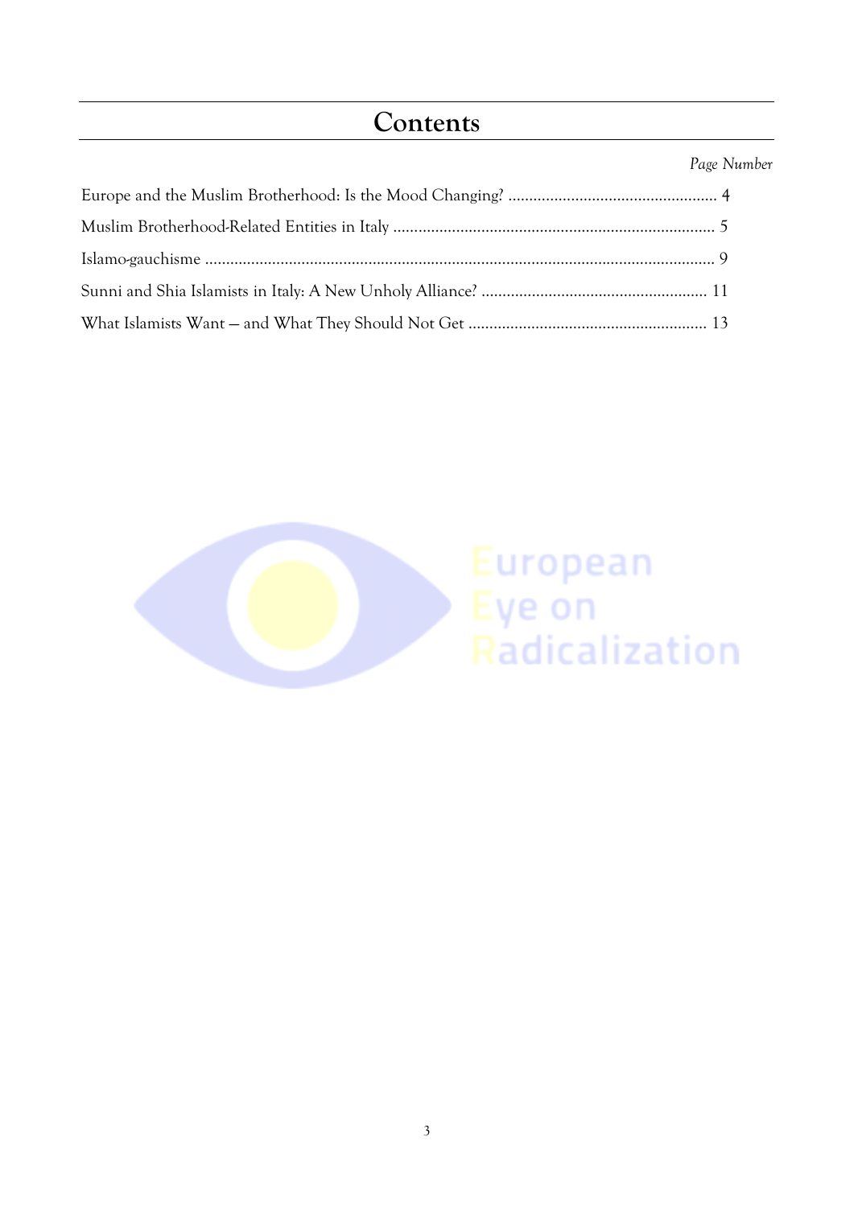# Contents

*Page Number*

Europe and the Muslim Brotherhood: Is the Mood Changing? .................................................. 4

Muslim Brotherhood-Related Entities in Italy ............................................................................ 5

Islamo-gauchisme ......................................................................................................................... 9

Sunni and Shia Islamists in Italy: A New Unholy Alliance? ...................................................... 11

What Islamists Want — and What They Should Not Get ......................................................... 13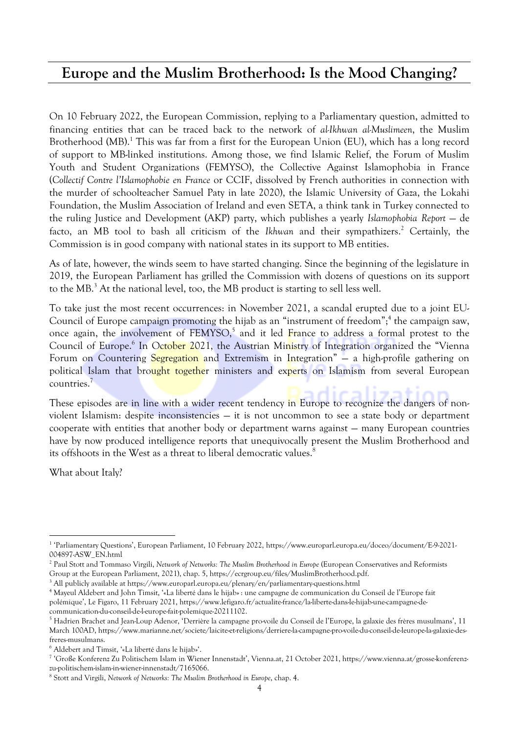## Europe and the Muslim Brotherhood: Is the Mood Changing?

On 10 February 2022, the European Commission, replying to a Parliamentary question, admitted to financing entities that can be traced back to the network of *al-Ikhwan al-Muslimeen*, the Muslim Brotherhood (MB).[1] This was far from a first for the European Union (EU), which has a long record of support to MB-linked institutions. Among those, we find Islamic Relief, the Forum of Muslim Youth and Student Organizations (FEMYSO), the Collective Against Islamophobia in France (*Collectif Contre l'Islamophobie en France* or CCIF, dissolved by French authorities in connection with the murder of schoolteacher Samuel Paty in late 2020), the Islamic University of Gaza, the Lokahi Foundation, the Muslim Association of Ireland and even SETA, a think tank in Turkey connected to the ruling Justice and Development (AKP) party, which publishes a yearly *Islamophobia Report* — de facto, an MB tool to bash all criticism of the *Ikhwan* and their sympathizers.[2] Certainly, the Commission is in good company with national states in its support to MB entities.

As of late, however, the winds seem to have started changing. Since the beginning of the legislature in 2019, the European Parliament has grilled the Commission with dozens of questions on its support to the MB.[3] At the national level, too, the MB product is starting to sell less well.

To take just the most recent occurrences: in November 2021, a scandal erupted due to a joint EU-Council of Europe campaign promoting the hijab as an "instrument of freedom";[4] the campaign saw, once again, the involvement of FEMYSO,[5] and it led France to address a formal protest to the Council of Europe.[6] In October 2021, the Austrian Ministry of Integration organized the "Vienna Forum on Countering Segregation and Extremism in Integration" — a high-profile gathering on political Islam that brought together ministers and experts on Islamism from several European countries.[7]

These episodes are in line with a wider recent tendency in Europe to recognize the dangers of non-violent Islamism: despite inconsistencies — it is not uncommon to see a state body or department cooperate with entities that another body or department warns against — many European countries have by now produced intelligence reports that unequivocally present the Muslim Brotherhood and its offshoots in the West as a threat to liberal democratic values.[8]

What about Italy?

---

[1] 'Parliamentary Questions', European Parliament, 10 February 2022, https://www.europarl.europa.eu/doceo/document/E-9-2021-004897-ASW_EN.html

[2] Paul Stott and Tommaso Virgili, *Network of Networks: The Muslim Brotherhood in Europe* (European Conservatives and Reformists Group at the European Parliament, 2021), chap. 5, https://ecrgroup.eu/files/MuslimBrotherhood.pdf.

[3] All publicly available at https://www.europarl.europa.eu/plenary/en/parliamentary-questions.html

[4] Mayeul Aldebert and John Timsit, '«La liberté dans le hijab» : une campagne de communication du Conseil de l'Europe fait polémique', Le Figaro, 11 February 2021, https://www.lefigaro.fr/actualite-france/la-liberte-dans-le-hijab-une-campagne-de-communication-du-conseil-de-l-europe-fait-polemique-20211102.

[5] Hadrien Brachet and Jean-Loup Adenor, 'Derrière la campagne pro-voile du Conseil de l'Europe, la galaxie des frères musulmans', 11 March 100AD, https://www.marianne.net/societe/laicite-et-religions/derriere-la-campagne-pro-voile-du-conseil-de-leurope-la-galaxie-des-freres-musulmans.

[6] Aldebert and Timsit, '«La liberté dans le hijab»'.

[7] 'Große Konferenz Zu Politischem Islam in Wiener Innenstadt', Vienna.at, 21 October 2021, https://www.vienna.at/grosse-konferenz-zu-politischem-islam-in-wiener-innenstadt/7165066.

[8] Stott and Virgili, *Network of Networks: The Muslim Brotherhood in Europe*, chap. 4.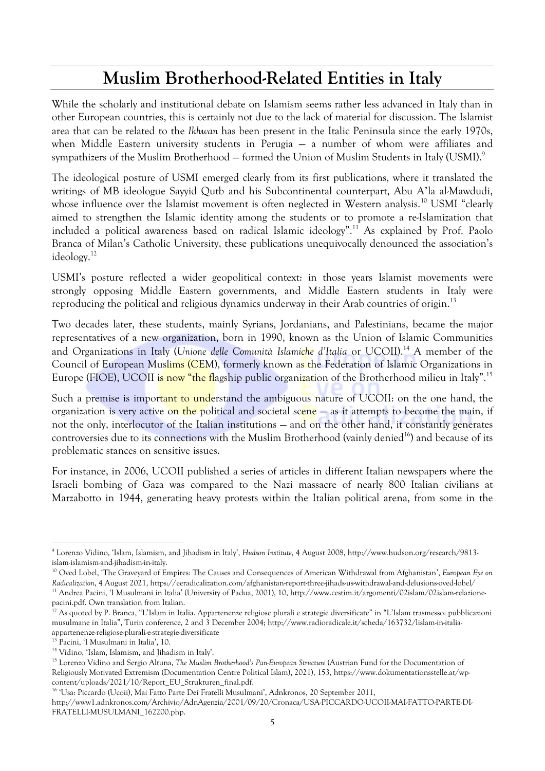# Muslim Brotherhood-Related Entities in Italy

While the scholarly and institutional debate on Islamism seems rather less advanced in Italy than in other European countries, this is certainly not due to the lack of material for discussion. The Islamist area that can be related to the *Ikhwan* has been present in the Italic Peninsula since the early 1970s, when Middle Eastern university students in Perugia — a number of whom were affiliates and sympathizers of the Muslim Brotherhood — formed the Union of Muslim Students in Italy (USMI).[9]

The ideological posture of USMI emerged clearly from its first publications, where it translated the writings of MB ideologue Sayyid Qutb and his Subcontinental counterpart, Abu A'la al-Mawdudi, whose influence over the Islamist movement is often neglected in Western analysis.[10] USMI "clearly aimed to strengthen the Islamic identity among the students or to promote a re-Islamization that included a political awareness based on radical Islamic ideology".[11] As explained by Prof. Paolo Branca of Milan's Catholic University, these publications unequivocally denounced the association's ideology.[12]

USMI's posture reflected a wider geopolitical context: in those years Islamist movements were strongly opposing Middle Eastern governments, and Middle Eastern students in Italy were reproducing the political and religious dynamics underway in their Arab countries of origin.[13]

Two decades later, these students, mainly Syrians, Jordanians, and Palestinians, became the major representatives of a new organization, born in 1990, known as the Union of Islamic Communities and Organizations in Italy (*Unione delle Comunità Islamiche d'Italia* or UCOII).[14] A member of the Council of European Muslims (CEM), formerly known as the Federation of Islamic Organizations in Europe (FIOE), UCOII is now "the flagship public organization of the Brotherhood milieu in Italy".[15]

Such a premise is important to understand the ambiguous nature of UCOII: on the one hand, the organization is very active on the political and societal scene — as it attempts to become the main, if not the only, interlocutor of the Italian institutions — and on the other hand, it constantly generates controversies due to its connections with the Muslim Brotherhood (vainly denied[16]) and because of its problematic stances on sensitive issues.

For instance, in 2006, UCOII published a series of articles in different Italian newspapers where the Israeli bombing of Gaza was compared to the Nazi massacre of nearly 800 Italian civilians at Marzabotto in 1944, generating heavy protests within the Italian political arena, from some in the

---

[9] Lorenzo Vidino, 'Islam, Islamism, and Jihadism in Italy', *Hudson Institute*, 4 August 2008, http://www.hudson.org/research/9813-islam-islamism-and-jihadism-in-italy.

[10] Oved Lobel, 'The Graveyard of Empires: The Causes and Consequences of American Withdrawal from Afghanistan', *European Eye on Radicalization*, 4 August 2021, https://eeradicalization.com/afghanistan-report-three-jihads-us-withdrawal-and-delusions-oved-lobel/

[11] Andrea Pacini, 'I Musulmani in Italia' (University of Padua, 2001), 10, http://www.cestim.it/argomenti/02islam/02islam-relazione-pacini.pdf. Own translation from Italian.

[12] As quoted by P. Branca, "L'Islam in Italia. Appartenenze religiose plurali e strategie diversificate" in "L'Islam trasmesso: pubblicazioni musulmane in Italia", Turin conference, 2 and 3 December 2004; http://www.radioradicale.it/scheda/163732/lislam-in-italia-appartenenze-religiose-plurali-e-strategie-diversificate

[13] Pacini, 'I Musulmani in Italia', 10.

[14] Vidino, 'Islam, Islamism, and Jihadism in Italy'.

[15] Lorenzo Vidino and Sergio Altuna, *The Muslim Brotherhood's Pan-European Structure* (Austrian Fund for the Documentation of Religiously Motivated Extremism (Documentation Centre Political Islam), 2021), 153, https://www.dokumentationsstelle.at/wp-content/uploads/2021/10/Report_EU_Strukturen_final.pdf.

[16] 'Usa: Piccardo (Ucoii), Mai Fatto Parte Dei Fratelli Musulmani', Adnkronos, 20 September 2011, http://www1.adnkronos.com/Archivio/AdnAgenzia/2001/09/20/Cronaca/USA-PICCARDO-UCOII-MAI-FATTO-PARTE-DI-FRATELLI-MUSULMANI_162200.php.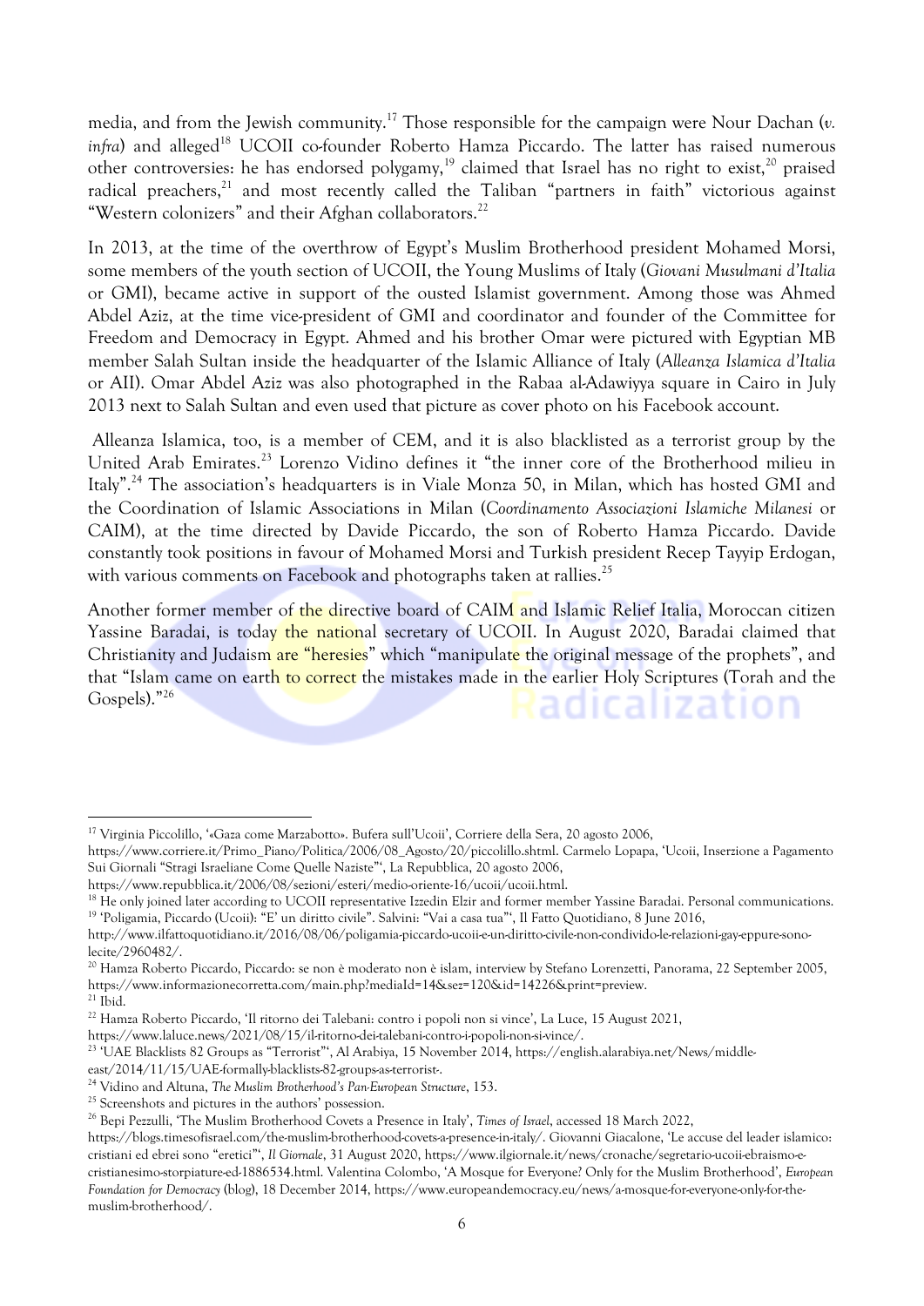media, and from the Jewish community.[17] Those responsible for the campaign were Nour Dachan (*v. infra*) and alleged[18] UCOII co-founder Roberto Hamza Piccardo. The latter has raised numerous other controversies: he has endorsed polygamy,[19] claimed that Israel has no right to exist,[20] praised radical preachers,[21] and most recently called the Taliban "partners in faith" victorious against "Western colonizers" and their Afghan collaborators.[22]

In 2013, at the time of the overthrow of Egypt's Muslim Brotherhood president Mohamed Morsi, some members of the youth section of UCOII, the Young Muslims of Italy (*Giovani Musulmani d'Italia* or GMI), became active in support of the ousted Islamist government. Among those was Ahmed Abdel Aziz, at the time vice-president of GMI and coordinator and founder of the Committee for Freedom and Democracy in Egypt. Ahmed and his brother Omar were pictured with Egyptian MB member Salah Sultan inside the headquarter of the Islamic Alliance of Italy (*Alleanza Islamica d'Italia* or AII). Omar Abdel Aziz was also photographed in the Rabaa al-Adawiyya square in Cairo in July 2013 next to Salah Sultan and even used that picture as cover photo on his Facebook account.

Alleanza Islamica, too, is a member of CEM, and it is also blacklisted as a terrorist group by the United Arab Emirates.[23] Lorenzo Vidino defines it "the inner core of the Brotherhood milieu in Italy".[24] The association's headquarters is in Viale Monza 50, in Milan, which has hosted GMI and the Coordination of Islamic Associations in Milan (*Coordinamento Associazioni Islamiche Milanesi* or CAIM), at the time directed by Davide Piccardo, the son of Roberto Hamza Piccardo. Davide constantly took positions in favour of Mohamed Morsi and Turkish president Recep Tayyip Erdogan, with various comments on Facebook and photographs taken at rallies.[25]

Another former member of the directive board of CAIM and Islamic Relief Italia, Moroccan citizen Yassine Baradai, is today the national secretary of UCOII. In August 2020, Baradai claimed that Christianity and Judaism are "heresies" which "manipulate the original message of the prophets", and that "Islam came on earth to correct the mistakes made in the earlier Holy Scriptures (Torah and the Gospels)."[26]

---

[17] Virginia Piccolillo, '«Gaza come Marzabotto». Bufera sull'Ucoii', Corriere della Sera, 20 agosto 2006, https://www.corriere.it/Primo_Piano/Politica/2006/08_Agosto/20/piccolillo.shtml. Carmelo Lopapa, 'Ucoii, Inserzione a Pagamento Sui Giornali "Stragi Israeliane Come Quelle Naziste"', La Repubblica, 20 agosto 2006, https://www.repubblica.it/2006/08/sezioni/esteri/medio-oriente-16/ucoii/ucoii.html.

[18] He only joined later according to UCOII representative Izzedin Elzir and former member Yassine Baradai. Personal communications.

[19] 'Poligamia, Piccardo (Ucoii): "E' un diritto civile". Salvini: "Vai a casa tua"', Il Fatto Quotidiano, 8 June 2016, http://www.ilfattoquotidiano.it/2016/08/06/poligamia-piccardo-ucoii-e-un-diritto-civile-non-condivido-le-relazioni-gay-eppure-sono-lecite/2960482/.

[20] Hamza Roberto Piccardo, Piccardo: se non è moderato non è islam, interview by Stefano Lorenzetti, Panorama, 22 September 2005, https://www.informazionecorretta.com/main.php?mediaId=14&sez=120&id=14226&print=preview.

[21] Ibid.

[22] Hamza Roberto Piccardo, 'Il ritorno dei Talebani: contro i popoli non si vince', La Luce, 15 August 2021, https://www.laluce.news/2021/08/15/il-ritorno-dei-talebani-contro-i-popoli-non-si-vince/.

[23] 'UAE Blacklists 82 Groups as "Terrorist"', Al Arabiya, 15 November 2014, https://english.alarabiya.net/News/middle-east/2014/11/15/UAE-formally-blacklists-82-groups-as-terrorist-.

[24] Vidino and Altuna, *The Muslim Brotherhood's Pan-European Structure*, 153.

[25] Screenshots and pictures in the authors' possession.

[26] Bepi Pezzulli, 'The Muslim Brotherhood Covets a Presence in Italy', *Times of Israel*, accessed 18 March 2022, https://blogs.timesofisrael.com/the-muslim-brotherhood-covets-a-presence-in-italy/. Giovanni Giacalone, 'Le accuse del leader islamico: cristiani ed ebrei sono "eretici"', *Il Giornale*, 31 August 2020, https://www.ilgiornale.it/news/cronache/segretario-ucoii-ebraismo-e-cristianesimo-storpiature-ed-1886534.html. Valentina Colombo, 'A Mosque for Everyone? Only for the Muslim Brotherhood', *European Foundation for Democracy* (blog), 18 December 2014, https://www.europeandemocracy.eu/news/a-mosque-for-everyone-only-for-the-muslim-brotherhood/.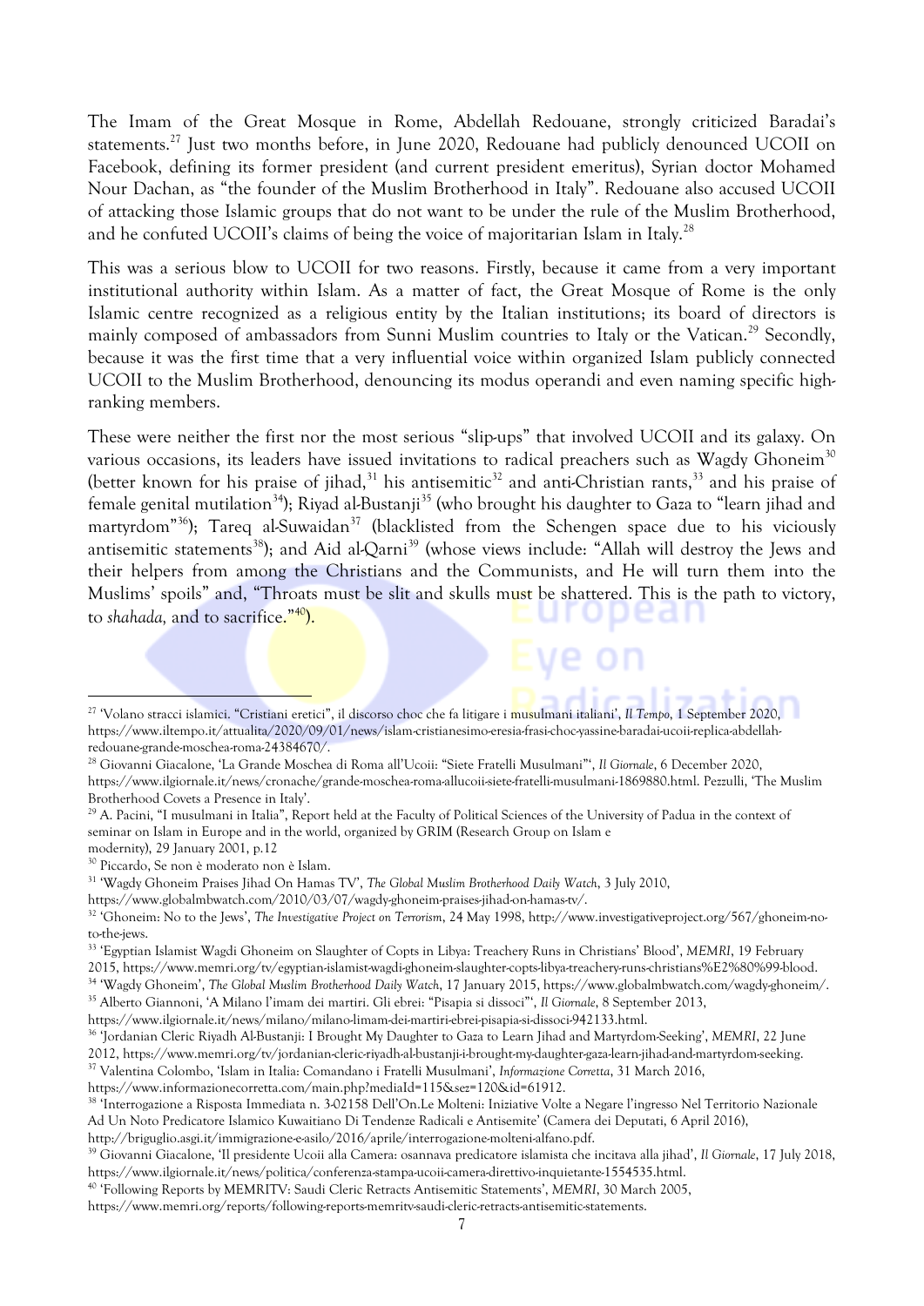The Imam of the Great Mosque in Rome, Abdellah Redouane, strongly criticized Baradai's statements.[27] Just two months before, in June 2020, Redouane had publicly denounced UCOII on Facebook, defining its former president (and current president emeritus), Syrian doctor Mohamed Nour Dachan, as "the founder of the Muslim Brotherhood in Italy". Redouane also accused UCOII of attacking those Islamic groups that do not want to be under the rule of the Muslim Brotherhood, and he confuted UCOII's claims of being the voice of majoritarian Islam in Italy.[28]

This was a serious blow to UCOII for two reasons. Firstly, because it came from a very important institutional authority within Islam. As a matter of fact, the Great Mosque of Rome is the only Islamic centre recognized as a religious entity by the Italian institutions; its board of directors is mainly composed of ambassadors from Sunni Muslim countries to Italy or the Vatican.[29] Secondly, because it was the first time that a very influential voice within organized Islam publicly connected UCOII to the Muslim Brotherhood, denouncing its modus operandi and even naming specific high-ranking members.

These were neither the first nor the most serious "slip-ups" that involved UCOII and its galaxy. On various occasions, its leaders have issued invitations to radical preachers such as Wagdy Ghoneim[30] (better known for his praise of jihad,[31] his antisemitic[32] and anti-Christian rants,[33] and his praise of female genital mutilation[34]); Riyad al-Bustanji[35] (who brought his daughter to Gaza to "learn jihad and martyrdom"[36]); Tareq al-Suwaidan[37] (blacklisted from the Schengen space due to his viciously antisemitic statements[38]); and Aid al-Qarni[39] (whose views include: "Allah will destroy the Jews and their helpers from among the Christians and the Communists, and He will turn them into the Muslims' spoils" and, "Throats must be slit and skulls must be shattered. This is the path to victory, to *shahada,* and to sacrifice."[40]).

---

[27] 'Volano stracci islamici. "Cristiani eretici", il discorso choc che fa litigare i musulmani italiani', *Il Tempo*, 1 September 2020, https://www.iltempo.it/attualita/2020/09/01/news/islam-cristianesimo-eresia-frasi-choc-yassine-baradai-ucoii-replica-abdellah-redouane-grande-moschea-roma-24384670/.

[28] Giovanni Giacalone, 'La Grande Moschea di Roma all'Ucoii: "Siete Fratelli Musulmani"', *Il Giornale*, 6 December 2020, https://www.ilgiornale.it/news/cronache/grande-moschea-roma-allucoii-siete-fratelli-musulmani-1869880.html. Pezzulli, 'The Muslim Brotherhood Covets a Presence in Italy'.

[29] A. Pacini, "I musulmani in Italia", Report held at the Faculty of Political Sciences of the University of Padua in the context of seminar on Islam in Europe and in the world, organized by GRIM (Research Group on Islam e modernity), 29 January 2001, p.12

[30] Piccardo, Se non è moderato non è Islam.

[31] 'Wagdy Ghoneim Praises Jihad On Hamas TV', *The Global Muslim Brotherhood Daily Watch*, 3 July 2010, https://www.globalmbwatch.com/2010/03/07/wagdy-ghoneim-praises-jihad-on-hamas-tv/.

[32] 'Ghoneim: No to the Jews', *The Investigative Project on Terrorism*, 24 May 1998, http://www.investigativeproject.org/567/ghoneim-no-to-the-jews.

[33] 'Egyptian Islamist Wagdi Ghoneim on Slaughter of Copts in Libya: Treachery Runs in Christians' Blood', *MEMRI*, 19 February 2015, https://www.memri.org/tv/egyptian-islamist-wagdi-ghoneim-slaughter-copts-libya-treachery-runs-christians%E2%80%99-blood.

[34] 'Wagdy Ghoneim', *The Global Muslim Brotherhood Daily Watch*, 17 January 2015, https://www.globalmbwatch.com/wagdy-ghoneim/.

[35] Alberto Giannoni, 'A Milano l'imam dei martiri. Gli ebrei: "Pisapia si dissoci"', *Il Giornale*, 8 September 2013, https://www.ilgiornale.it/news/milano/milano-limam-dei-martiri-ebrei-pisapia-si-dissoci-942133.html.

[36] 'Jordanian Cleric Riyadh Al-Bustanji: I Brought My Daughter to Gaza to Learn Jihad and Martyrdom-Seeking', *MEMRI*, 22 June 2012, https://www.memri.org/tv/jordanian-cleric-riyadh-al-bustanji-i-brought-my-daughter-gaza-learn-jihad-and-martyrdom-seeking.

[37] Valentina Colombo, 'Islam in Italia: Comandano i Fratelli Musulmani', *Informazione Corretta*, 31 March 2016, https://www.informazionecorretta.com/main.php?mediaId=115&sez=120&id=61912.

[38] 'Interrogazione a Risposta Immediata n. 3-02158 Dell'On.Le Molteni: Iniziative Volte a Negare l'ingresso Nel Territorio Nazionale Ad Un Noto Predicatore Islamico Kuwaitiano Di Tendenze Radicali e Antisemite' (Camera dei Deputati, 6 April 2016), http://briguglio.asgi.it/immigrazione-e-asilo/2016/aprile/interrogazione-molteni-alfano.pdf.

[39] Giovanni Giacalone, 'Il presidente Ucoii alla Camera: osannava predicatore islamista che incitava alla jihad', *Il Giornale*, 17 July 2018, https://www.ilgiornale.it/news/politica/conferenza-stampa-ucoii-camera-direttivo-inquietante-1554535.html.

[40] 'Following Reports by MEMRITV: Saudi Cleric Retracts Antisemitic Statements', *MEMRI*, 30 March 2005, https://www.memri.org/reports/following-reports-memritv-saudi-cleric-retracts-antisemitic-statements.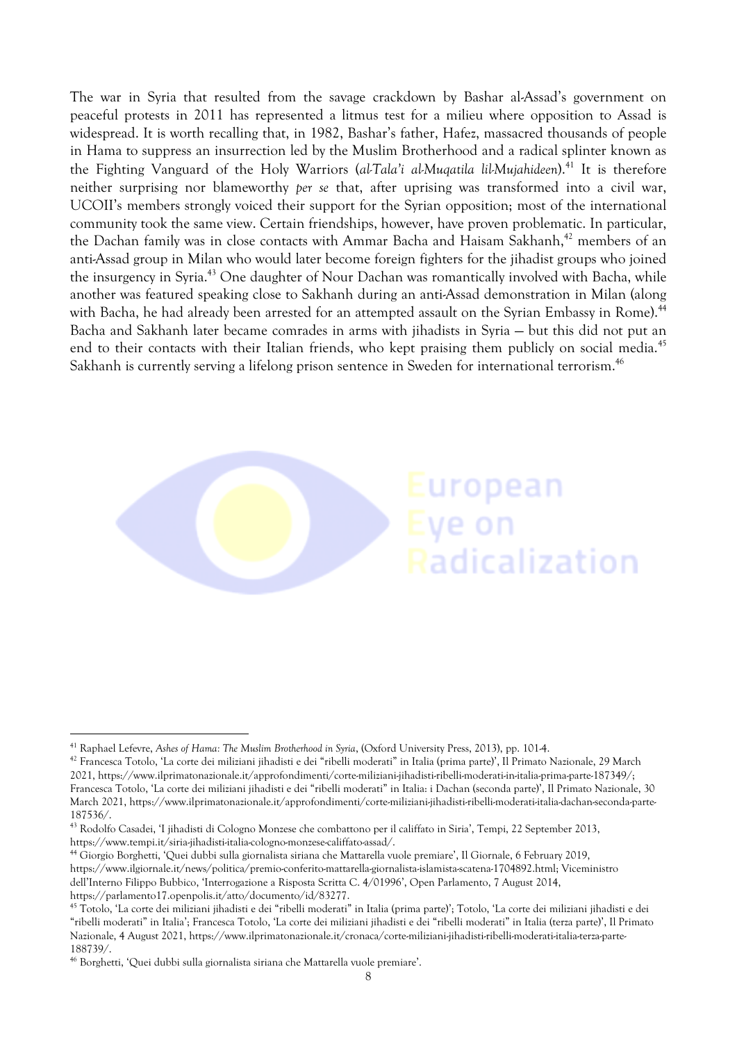The war in Syria that resulted from the savage crackdown by Bashar al-Assad's government on peaceful protests in 2011 has represented a litmus test for a milieu where opposition to Assad is widespread. It is worth recalling that, in 1982, Bashar's father, Hafez, massacred thousands of people in Hama to suppress an insurrection led by the Muslim Brotherhood and a radical splinter known as the Fighting Vanguard of the Holy Warriors (*al-Tala'i al-Muqatila lil-Mujahideen*).[41] It is therefore neither surprising nor blameworthy *per se* that, after uprising was transformed into a civil war, UCOII's members strongly voiced their support for the Syrian opposition; most of the international community took the same view. Certain friendships, however, have proven problematic. In particular, the Dachan family was in close contacts with Ammar Bacha and Haisam Sakhanh,[42] members of an anti-Assad group in Milan who would later become foreign fighters for the jihadist groups who joined the insurgency in Syria.[43] One daughter of Nour Dachan was romantically involved with Bacha, while another was featured speaking close to Sakhanh during an anti-Assad demonstration in Milan (along with Bacha, he had already been arrested for an attempted assault on the Syrian Embassy in Rome).[44] Bacha and Sakhanh later became comrades in arms with jihadists in Syria — but this did not put an end to their contacts with their Italian friends, who kept praising them publicly on social media.[45] Sakhanh is currently serving a lifelong prison sentence in Sweden for international terrorism.[46]

---

[41] Raphael Lefevre, *Ashes of Hama: The Muslim Brotherhood in Syria*, (Oxford University Press, 2013), pp. 101-4.

[42] Francesca Totolo, 'La corte dei miliziani jihadisti e dei "ribelli moderati" in Italia (prima parte)', Il Primato Nazionale, 29 March 2021, https://www.ilprimatonazionale.it/approfondimenti/corte-miliziani-jihadisti-ribelli-moderati-in-italia-prima-parte-187349/; Francesca Totolo, 'La corte dei miliziani jihadisti e dei "ribelli moderati" in Italia: i Dachan (seconda parte)', Il Primato Nazionale, 30 March 2021, https://www.ilprimatonazionale.it/approfondimenti/corte-miliziani-jihadisti-ribelli-moderati-italia-dachan-seconda-parte-187536/.

[43] Rodolfo Casadei, 'I jihadisti di Cologno Monzese che combattono per il califfato in Siria', Tempi, 22 September 2013, https://www.tempi.it/siria-jihadisti-italia-cologno-monzese-califfato-assad/.

[44] Giorgio Borghetti, 'Quei dubbi sulla giornalista siriana che Mattarella vuole premiare', Il Giornale, 6 February 2019, https://www.ilgiornale.it/news/politica/premio-conferito-mattarella-giornalista-islamista-scatena-1704892.html; Viceministro dell'Interno Filippo Bubbico, 'Interrogazione a Risposta Scritta C. 4/01996', Open Parlamento, 7 August 2014, https://parlamento17.openpolis.it/atto/documento/id/83277.

[45] Totolo, 'La corte dei miliziani jihadisti e dei "ribelli moderati" in Italia (prima parte)'; Totolo, 'La corte dei miliziani jihadisti e dei "ribelli moderati" in Italia'; Francesca Totolo, 'La corte dei miliziani jihadisti e dei "ribelli moderati" in Italia (terza parte)', Il Primato Nazionale, 4 August 2021, https://www.ilprimatonazionale.it/cronaca/corte-miliziani-jihadisti-ribelli-moderati-italia-terza-parte-188739/.

[46] Borghetti, 'Quei dubbi sulla giornalista siriana che Mattarella vuole premiare'.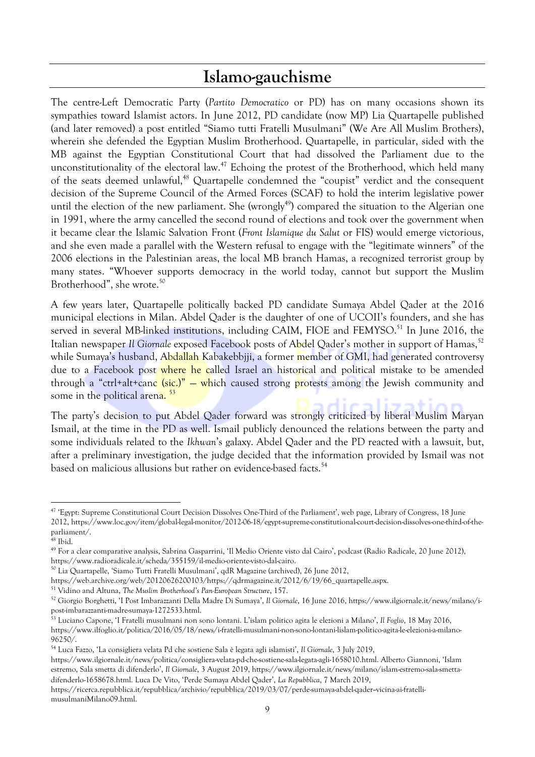## Islamo-gauchisme

The centre-Left Democratic Party (*Partito Democratico* or PD) has on many occasions shown its sympathies toward Islamist actors. In June 2012, PD candidate (now MP) Lia Quartapelle published (and later removed) a post entitled "Siamo tutti Fratelli Musulmani" (We Are All Muslim Brothers), wherein she defended the Egyptian Muslim Brotherhood. Quartapelle, in particular, sided with the MB against the Egyptian Constitutional Court that had dissolved the Parliament due to the unconstitutionality of the electoral law.[47] Echoing the protest of the Brotherhood, which held many of the seats deemed unlawful,[48] Quartapelle condemned the "coupist" verdict and the consequent decision of the Supreme Council of the Armed Forces (SCAF) to hold the interim legislative power until the election of the new parliament. She (wrongly[49]) compared the situation to the Algerian one in 1991, where the army cancelled the second round of elections and took over the government when it became clear the Islamic Salvation Front (*Front Islamique du Salut* or FIS) would emerge victorious, and she even made a parallel with the Western refusal to engage with the "legitimate winners" of the 2006 elections in the Palestinian areas, the local MB branch Hamas, a recognized terrorist group by many states. "Whoever supports democracy in the world today, cannot but support the Muslim Brotherhood", she wrote.[50]

A few years later, Quartapelle politically backed PD candidate Sumaya Abdel Qader at the 2016 municipal elections in Milan. Abdel Qader is the daughter of one of UCOII's founders, and she has served in several MB-linked institutions, including CAIM, FIOE and FEMYSO.[51] In June 2016, the Italian newspaper *Il Giornale* exposed Facebook posts of Abdel Qader's mother in support of Hamas,[52] while Sumaya's husband, Abdallah Kabakebbji, a former member of GMI, had generated controversy due to a Facebook post where he called Israel an historical and political mistake to be amended through a "ctrl+alt+canc (sic.)" — which caused strong protests among the Jewish community and some in the political arena.[53]

The party's decision to put Abdel Qader forward was strongly criticized by liberal Muslim Maryan Ismail, at the time in the PD as well. Ismail publicly denounced the relations between the party and some individuals related to the *Ikhwan*'s galaxy. Abdel Qader and the PD reacted with a lawsuit, but, after a preliminary investigation, the judge decided that the information provided by Ismail was not based on malicious allusions but rather on evidence-based facts.[54]

---

[47] 'Egypt: Supreme Constitutional Court Decision Dissolves One-Third of the Parliament', web page, Library of Congress, 18 June 2012, https://www.loc.gov/item/global-legal-monitor/2012-06-18/egypt-supreme-constitutional-court-decision-dissolves-one-third-of-the-parliament/.

[48] Ibid.

[49] For a clear comparative analysis, Sabrina Gasparrini, 'Il Medio Oriente visto dal Cairo', podcast (Radio Radicale, 20 June 2012), https://www.radioradicale.it/scheda/355159/il-medio-oriente-visto-dal-cairo.

[50] Lia Quartapelle, 'Siamo Tutti Fratelli Musulmani', qdR Magazine (archived), 26 June 2012, https://web.archive.org/web/20120626200103/https://qdrmagazine.it/2012/6/19/66_quartapelle.aspx.

[51] Vidino and Altuna, *The Muslim Brotherhood's Pan-European Structure*, 157.

[52] Giorgio Borghetti, 'I Post Imbarazzanti Della Madre Di Sumaya', *Il Giornale*, 16 June 2016, https://www.ilgiornale.it/news/milano/i-post-imbarazzanti-madre-sumaya-1272533.html.

[53] Luciano Capone, 'I Fratelli musulmani non sono lontani. L'islam politico agita le elezioni a Milano', *Il Foglio*, 18 May 2016, https://www.ilfoglio.it/politica/2016/05/18/news/i-fratelli-musulmani-non-sono-lontani-lislam-politico-agita-le-elezioni-a-milano-96250/.

[54] Luca Fazzo, 'La consigliera velata Pd che sostiene Sala è legata agli islamisti', *Il Giornale*, 3 July 2019, https://www.ilgiornale.it/news/politica/consigliera-velata-pd-che-sostiene-sala-legata-agli-1658010.html. Alberto Giannoni, 'Islam estremo, Sala smetta di difenderlo', *Il Giornale*, 3 August 2019, https://www.ilgiornale.it/news/milano/islam-estremo-sala-smetta-difenderlo-1658678.html. Luca De Vito, 'Perde Sumaya Abdel Qader', *La Repubblica*, 7 March 2019, https://ricerca.repubblica.it/repubblica/archivio/repubblica/2019/03/07/perde-sumaya-abdel-qader--vicina-ai-fratelli-musulmaniMilano09.html.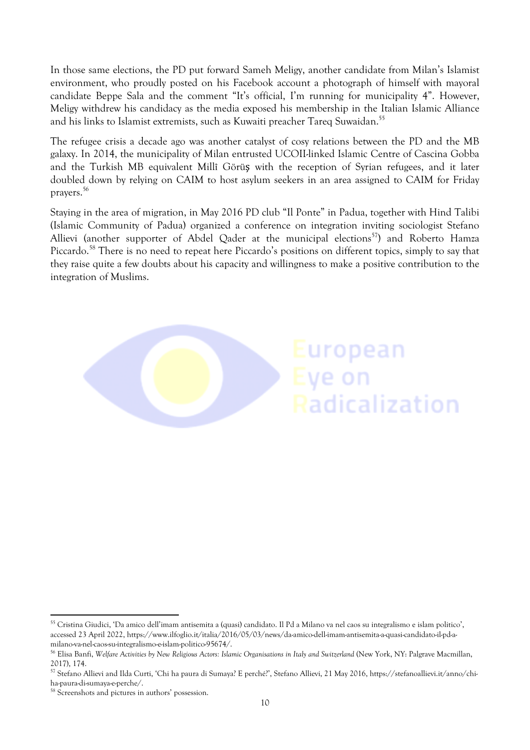In those same elections, the PD put forward Sameh Meligy, another candidate from Milan's Islamist environment, who proudly posted on his Facebook account a photograph of himself with mayoral candidate Beppe Sala and the comment "It's official, I'm running for municipality 4". However, Meligy withdrew his candidacy as the media exposed his membership in the Italian Islamic Alliance and his links to Islamist extremists, such as Kuwaiti preacher Tareq Suwaidan.[55]

The refugee crisis a decade ago was another catalyst of cosy relations between the PD and the MB galaxy. In 2014, the municipality of Milan entrusted UCOII-linked Islamic Centre of Cascina Gobba and the Turkish MB equivalent Millî Görüş with the reception of Syrian refugees, and it later doubled down by relying on CAIM to host asylum seekers in an area assigned to CAIM for Friday prayers.[56]

Staying in the area of migration, in May 2016 PD club "Il Ponte" in Padua, together with Hind Talibi (Islamic Community of Padua) organized a conference on integration inviting sociologist Stefano Allievi (another supporter of Abdel Qader at the municipal elections[57]) and Roberto Hamza Piccardo.[58] There is no need to repeat here Piccardo's positions on different topics, simply to say that they raise quite a few doubts about his capacity and willingness to make a positive contribution to the integration of Muslims.

European Eye on Radicalization

[55] Cristina Giudici, 'Da amico dell'imam antisemita a (quasi) candidato. Il Pd a Milano va nel caos su integralismo e islam politico', accessed 23 April 2022, https://www.ilfoglio.it/italia/2016/05/03/news/da-amico-dell-imam-antisemita-a-quasi-candidato-il-pd-a-milano-va-nel-caos-su-integralismo-e-islam-politico-95674/.

[56] Elisa Banfi, *Welfare Activities by New Religious Actors: Islamic Organisations in Italy and Switzerland* (New York, NY: Palgrave Macmillan, 2017), 174.

[57] Stefano Allievi and Ilda Curti, 'Chi ha paura di Sumaya? E perché?', Stefano Allievi, 21 May 2016, https://stefanoallievi.it/anno/chi-ha-paura-di-sumaya-e-perche/.

[58] Screenshots and pictures in authors' possession.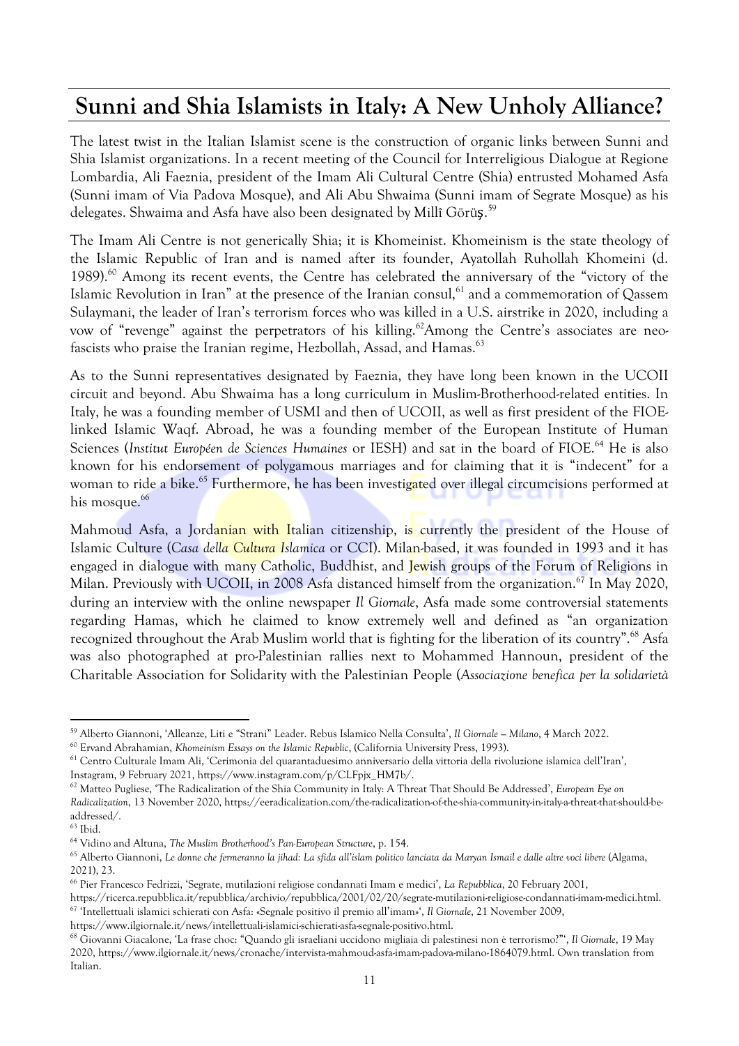## Sunni and Shia Islamists in Italy: A New Unholy Alliance?

The latest twist in the Italian Islamist scene is the construction of organic links between Sunni and Shia Islamist organizations. In a recent meeting of the Council for Interreligious Dialogue at Regione Lombardia, Ali Faeznia, president of the Imam Ali Cultural Centre (Shia) entrusted Mohamed Asfa (Sunni imam of Via Padova Mosque), and Ali Abu Shwaima (Sunni imam of Segrate Mosque) as his delegates. Shwaima and Asfa have also been designated by Millî Görüş.[59]

The Imam Ali Centre is not generically Shia; it is Khomeinist. Khomeinism is the state theology of the Islamic Republic of Iran and is named after its founder, Ayatollah Ruhollah Khomeini (d. 1989).[60] Among its recent events, the Centre has celebrated the anniversary of the "victory of the Islamic Revolution in Iran" at the presence of the Iranian consul,[61] and a commemoration of Qassem Sulaymani, the leader of Iran's terrorism forces who was killed in a U.S. airstrike in 2020, including a vow of "revenge" against the perpetrators of his killing.[62] Among the Centre's associates are neo-fascists who praise the Iranian regime, Hezbollah, Assad, and Hamas.[63]

As to the Sunni representatives designated by Faeznia, they have long been known in the UCOII circuit and beyond. Abu Shwaima has a long curriculum in Muslim-Brotherhood-related entities. In Italy, he was a founding member of USMI and then of UCOII, as well as first president of the FIOE-linked Islamic Waqf. Abroad, he was a founding member of the European Institute of Human Sciences (*Institut Européen de Sciences Humaines* or IESH) and sat in the board of FIOE.[64] He is also known for his endorsement of polygamous marriages and for claiming that it is "indecent" for a woman to ride a bike.[65] Furthermore, he has been investigated over illegal circumcisions performed at his mosque.[66]

Mahmoud Asfa, a Jordanian with Italian citizenship, is currently the president of the House of Islamic Culture (*Casa della Cultura Islamica* or CCI). Milan-based, it was founded in 1993 and it has engaged in dialogue with many Catholic, Buddhist, and Jewish groups of the Forum of Religions in Milan. Previously with UCOII, in 2008 Asfa distanced himself from the organization.[67] In May 2020, during an interview with the online newspaper *Il Giornale*, Asfa made some controversial statements regarding Hamas, which he claimed to know extremely well and defined as "an organization recognized throughout the Arab Muslim world that is fighting for the liberation of its country".[68] Asfa was also photographed at pro-Palestinian rallies next to Mohammed Hannoun, president of the Charitable Association for Solidarity with the Palestinian People (*Associazione benefica per la solidarietà*

---

[59] Alberto Giannoni, 'Alleanze, Liti e "Strani" Leader. Rebus Islamico Nella Consulta', *Il Giornale – Milano*, 4 March 2022.

[60] Ervand Abrahamian, *Khomeinism Essays on the Islamic Republic*, (California University Press, 1993).

[61] Centro Culturale Imam Ali, 'Cerimonia del quarantaduesimo anniversario della vittoria della rivoluzione islamica dell'Iran', Instagram, 9 February 2021, https://www.instagram.com/p/CLFpjx_HM7b/.

[62] Matteo Pugliese, 'The Radicalization of the Shia Community in Italy: A Threat That Should Be Addressed', *European Eye on Radicalization*, 13 November 2020, https://eeradicalization.com/the-radicalization-of-the-shia-community-in-italy-a-threat-that-should-be-addressed/.

[63] Ibid.

[64] Vidino and Altuna, *The Muslim Brotherhood's Pan-European Structure*, p. 154.

[65] Alberto Giannoni, *Le donne che fermeranno la jihad: La sfida all'islam politico lanciata da Maryan Ismail e dalle altre voci libere* (Algama, 2021), 23.

[66] Pier Francesco Fedrizzi, 'Segrate, mutilazioni religiose condannati Imam e medici', *La Repubblica*, 20 February 2001, https://ricerca.repubblica.it/repubblica/archivio/repubblica/2001/02/20/segrate-mutilazioni-religiose-condannati-imam-medici.html.

[67] 'Intellettuali islamici schierati con Asfa: «Segnale positivo il premio all'imam»', *Il Giornale*, 21 November 2009, https://www.ilgiornale.it/news/intellettuali-islamici-schierati-asfa-segnale-positivo.html.

[68] Giovanni Giacalone, 'La frase choc: "Quando gli israeliani uccidono migliaia di palestinesi non è terrorismo?"', *Il Giornale*, 19 May 2020, https://www.ilgiornale.it/news/cronache/intervista-mahmoud-asfa-imam-padova-milano-1864079.html. Own translation from Italian.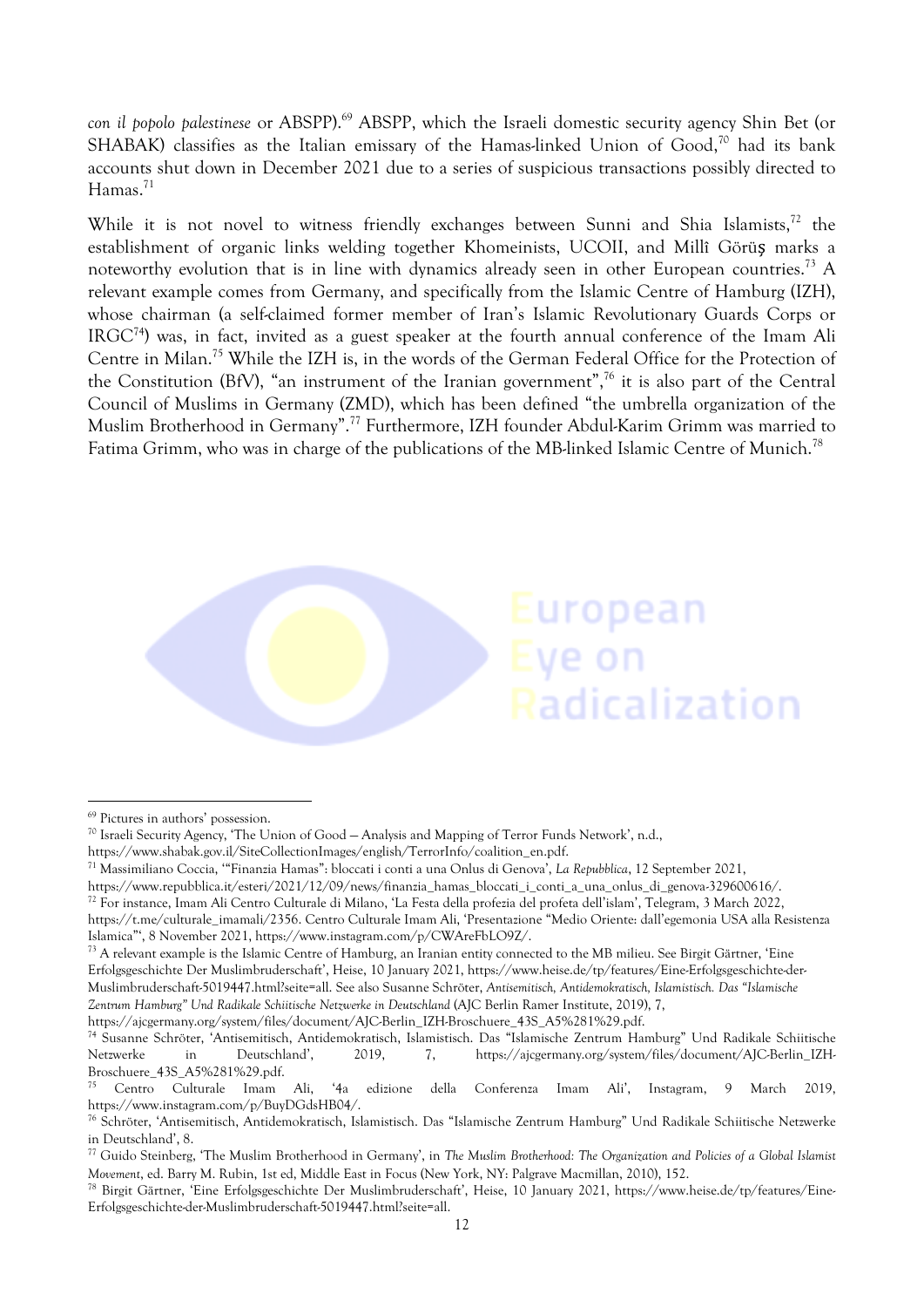*con il popolo palestinese* or ABSPP).[69] ABSPP, which the Israeli domestic security agency Shin Bet (or SHABAK) classifies as the Italian emissary of the Hamas-linked Union of Good,[70] had its bank accounts shut down in December 2021 due to a series of suspicious transactions possibly directed to Hamas.[71]

While it is not novel to witness friendly exchanges between Sunni and Shia Islamists,[72] the establishment of organic links welding together Khomeinists, UCOII, and Millî Görüş marks a noteworthy evolution that is in line with dynamics already seen in other European countries.[73] A relevant example comes from Germany, and specifically from the Islamic Centre of Hamburg (IZH), whose chairman (a self-claimed former member of Iran's Islamic Revolutionary Guards Corps or IRGC[74]) was, in fact, invited as a guest speaker at the fourth annual conference of the Imam Ali Centre in Milan.[75] While the IZH is, in the words of the German Federal Office for the Protection of the Constitution (BfV), "an instrument of the Iranian government",[76] it is also part of the Central Council of Muslims in Germany (ZMD), which has been defined "the umbrella organization of the Muslim Brotherhood in Germany".[77] Furthermore, IZH founder Abdul-Karim Grimm was married to Fatima Grimm, who was in charge of the publications of the MB-linked Islamic Centre of Munich.[78]

---

[69] Pictures in authors' possession.

[70] Israeli Security Agency, 'The Union of Good – Analysis and Mapping of Terror Funds Network', n.d., https://www.shabak.gov.il/SiteCollectionImages/english/TerrorInfo/coalition_en.pdf.

[71] Massimiliano Coccia, '"Finanzia Hamas": bloccati i conti a una Onlus di Genova', *La Repubblica*, 12 September 2021, https://www.repubblica.it/esteri/2021/12/09/news/finanzia_hamas_bloccati_i_conti_a_una_onlus_di_genova-329600616/.

[72] For instance, Imam Ali Centro Culturale di Milano, 'La Festa della profezia del profeta dell'islam', Telegram, 3 March 2022, https://t.me/culturale_imamali/2356. Centro Culturale Imam Ali, 'Presentazione "Medio Oriente: dall'egemonia USA alla Resistenza Islamica"', 8 November 2021, https://www.instagram.com/p/CWAreFbLO9Z/.

[73] A relevant example is the Islamic Centre of Hamburg, an Iranian entity connected to the MB milieu. See Birgit Gärtner, 'Eine Erfolgsgeschichte Der Muslimbruderschaft', Heise, 10 January 2021, https://www.heise.de/tp/features/Eine-Erfolgsgeschichte-der-Muslimbruderschaft-5019447.html?seite=all. See also Susanne Schröter, *Antisemitisch, Antidemokratisch, Islamistisch. Das "Islamische Zentrum Hamburg" Und Radikale Schiitische Netzwerke in Deutschland* (AJC Berlin Ramer Institute, 2019), 7, https://ajcgermany.org/system/files/document/AJC-Berlin_IZH-Broschuere_43S_A5%281%29.pdf.

[74] Susanne Schröter, 'Antisemitisch, Antidemokratisch, Islamistisch. Das "Islamische Zentrum Hamburg" Und Radikale Schiitische Netzwerke in Deutschland', 2019, 7, https://ajcgermany.org/system/files/document/AJC-Berlin_IZH-Broschuere_43S_A5%281%29.pdf.

[75] Centro Culturale Imam Ali, '4a edizione della Conferenza Imam Ali', Instagram, 9 March 2019, https://www.instagram.com/p/BuyDGdsHB04/.

[76] Schröter, 'Antisemitisch, Antidemokratisch, Islamistisch. Das "Islamische Zentrum Hamburg" Und Radikale Schiitische Netzwerke in Deutschland', 8.

[77] Guido Steinberg, 'The Muslim Brotherhood in Germany', in *The Muslim Brotherhood: The Organization and Policies of a Global Islamist Movement*, ed. Barry M. Rubin, 1st ed, Middle East in Focus (New York, NY: Palgrave Macmillan, 2010), 152.

[78] Birgit Gärtner, 'Eine Erfolgsgeschichte Der Muslimbruderschaft', Heise, 10 January 2021, https://www.heise.de/tp/features/Eine-Erfolgsgeschichte-der-Muslimbruderschaft-5019447.html?seite=all.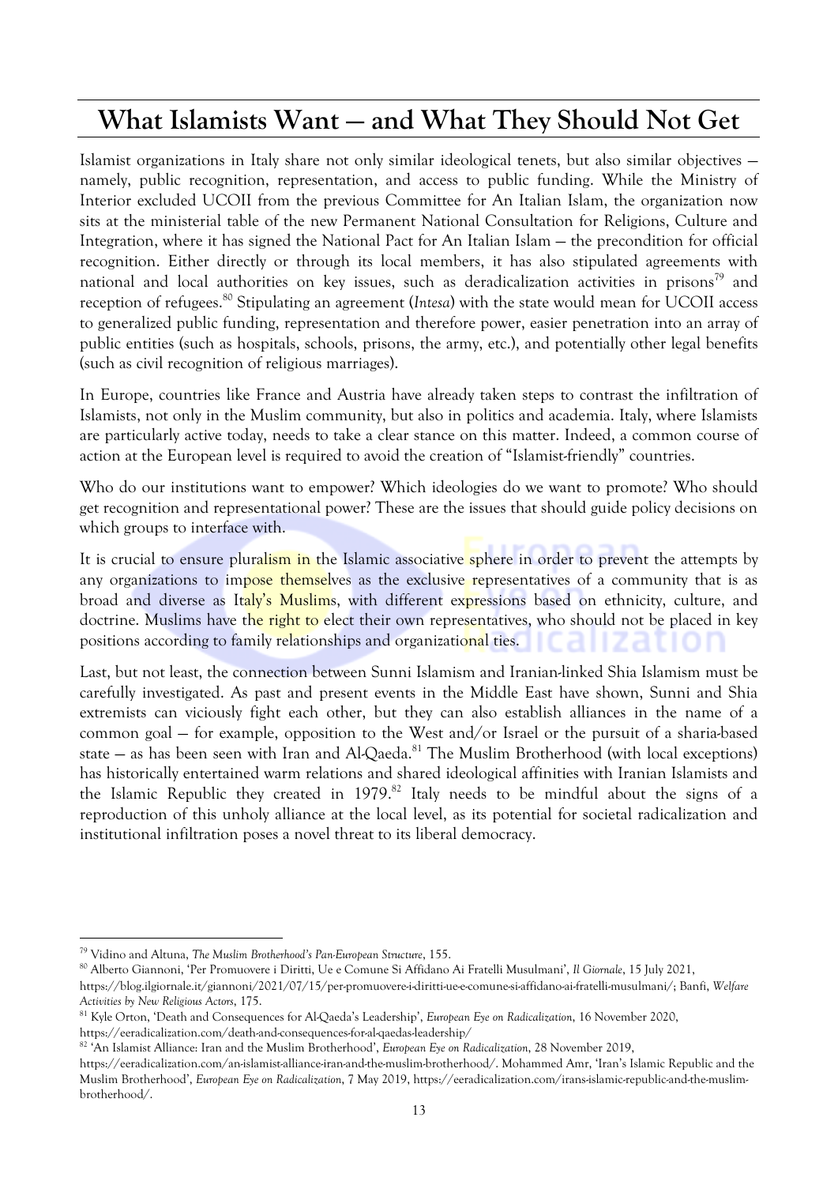# What Islamists Want — and What They Should Not Get

Islamist organizations in Italy share not only similar ideological tenets, but also similar objectives — namely, public recognition, representation, and access to public funding. While the Ministry of Interior excluded UCOII from the previous Committee for An Italian Islam, the organization now sits at the ministerial table of the new Permanent National Consultation for Religions, Culture and Integration, where it has signed the National Pact for An Italian Islam — the precondition for official recognition. Either directly or through its local members, it has also stipulated agreements with national and local authorities on key issues, such as deradicalization activities in prisons[79] and reception of refugees.[80] Stipulating an agreement (*Intesa*) with the state would mean for UCOII access to generalized public funding, representation and therefore power, easier penetration into an array of public entities (such as hospitals, schools, prisons, the army, etc.), and potentially other legal benefits (such as civil recognition of religious marriages).

In Europe, countries like France and Austria have already taken steps to contrast the infiltration of Islamists, not only in the Muslim community, but also in politics and academia. Italy, where Islamists are particularly active today, needs to take a clear stance on this matter. Indeed, a common course of action at the European level is required to avoid the creation of "Islamist-friendly" countries.

Who do our institutions want to empower? Which ideologies do we want to promote? Who should get recognition and representational power? These are the issues that should guide policy decisions on which groups to interface with.

It is crucial to ensure pluralism in the Islamic associative sphere in order to prevent the attempts by any organizations to impose themselves as the exclusive representatives of a community that is as broad and diverse as Italy's Muslims, with different expressions based on ethnicity, culture, and doctrine. Muslims have the right to elect their own representatives, who should not be placed in key positions according to family relationships and organizational ties.

Last, but not least, the connection between Sunni Islamism and Iranian-linked Shia Islamism must be carefully investigated. As past and present events in the Middle East have shown, Sunni and Shia extremists can viciously fight each other, but they can also establish alliances in the name of a common goal — for example, opposition to the West and/or Israel or the pursuit of a sharia-based state — as has been seen with Iran and Al-Qaeda.[81] The Muslim Brotherhood (with local exceptions) has historically entertained warm relations and shared ideological affinities with Iranian Islamists and the Islamic Republic they created in 1979.[82] Italy needs to be mindful about the signs of a reproduction of this unholy alliance at the local level, as its potential for societal radicalization and institutional infiltration poses a novel threat to its liberal democracy.

---

[79] Vidino and Altuna, *The Muslim Brotherhood's Pan-European Structure*, 155.

[80] Alberto Giannoni, 'Per Promuovere i Diritti, Ue e Comune Si Affidano Ai Fratelli Musulmani', *Il Giornale*, 15 July 2021, https://blog.ilgiornale.it/giannoni/2021/07/15/per-promuovere-i-diritti-ue-e-comune-si-affidano-ai-fratelli-musulmani/; Banfi, *Welfare Activities by New Religious Actors*, 175.

[81] Kyle Orton, 'Death and Consequences for Al-Qaeda's Leadership', *European Eye on Radicalization*, 16 November 2020, https://eeradicalization.com/death-and-consequences-for-al-qaedas-leadership/

[82] 'An Islamist Alliance: Iran and the Muslim Brotherhood', *European Eye on Radicalization*, 28 November 2019, https://eeradicalization.com/an-islamist-alliance-iran-and-the-muslim-brotherhood/. Mohammed Amr, 'Iran's Islamic Republic and the Muslim Brotherhood', *European Eye on Radicalization*, 7 May 2019, https://eeradicalization.com/irans-islamic-republic-and-the-muslim-brotherhood/.